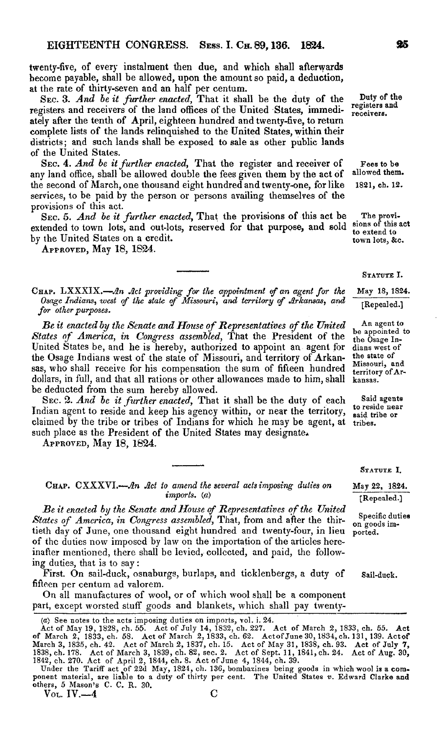twenty-five, of every instalment then due, and which shall afterwards become payable, shall be allowed, upon the amount so paid, a deduction, at the rate of thirty-seven and an half per centum.

Duty of the registers and receivers.

SEC. 3. *And be it further enacted,* That it shall be the duty of the registers and receivers of the land offices of the United States, immediately after the tenth of April, eighteen hundred and twenty-five, to return complete lists of the lands relinquished to the United States, within their districts; and such lands shall be exposed to sale as other public lands of the United States.

Fees to be allowed them. 1821, ch. 12.

SEC. 4. *And be it further enacted,* That the register and receiver of any land office, shall be allowed double the fees given them by the act of the second of March, one thousand eight hundred and twenty-one, for like services, to be paid by the person or persons availing themselves of the provisions of this act.

The provisions of this act to extend to town lots, &c.

SEC. 5. *And be it further enacted,* That the provisions of this act be extended to town lots, and out-lots, reserved for that purpose, and sold by the United States on a credit.

APPROVED, May 18, 1824.

---

STATUTE I.

May 18, 1824.

[Repealed.]

CHAP. LXXXIX.—*An Act providing for the appointment of an agent for the Osage Indians, west of the state of Missouri, and territory of Arkansas, and for other purposes.*

An agent to be appointed to the Osage Indians west of the state of Missouri, and territory of Arkansas.

***Be it enacted by the Senate and House of Representatives of the United States of America, in Congress assembled,*** That the President of the United States be, and he is hereby, authorized to appoint an agent for the Osage Indians west of the state of Missouri, and territory of Arkansas, who shall receive for his compensation the sum of fifteen hundred dollars, in full, and that all rations or other allowances made to him, shall be deducted from the sum hereby allowed.

Said agents to reside near said tribe or tribes.

SEC. 2. *And be it further enacted,* That it shall be the duty of each Indian agent to reside and keep his agency within, or near the territory, claimed by the tribe or tribes of Indians for which he may be agent, at such place as the President of the United States may designate.

APPROVED, May 18, 1824.

---

STATUTE I.

May 22, 1824.

[Repealed.]

CHAP. CXXXVI.—*An Act to amend the several acts imposing duties on imports.* (a)

Specific duties on goods imported.

***Be it enacted by the Senate and House of Representatives of the United States of America, in Congress assembled,*** That, from and after the thirtieth day of June, one thousand eight hundred and twenty-four, in lieu of the duties now imposed by law on the importation of the articles hereinafter mentioned, there shall be levied, collected, and paid, the following duties, that is to say:

Sail-duck.

First. On sail-duck, osnaburgs, burlaps, and ticklenbergs, a duty of fifteen per centum ad valorem.

On all manufactures of wool, or of which wool shall be a component part, except worsted stuff goods and blankets, which shall pay twenty-

---

(a) See notes to the acts imposing duties on imports, vol. i. 24.

Act of May 19, 1828, ch. 55. Act of July 14, 1832, ch. 227. Act of March 2, 1833, ch. 55. Act of March 2, 1833, ch. 58. Act of March 2, 1833, ch. 62. Act of June 30, 1834, ch. 131, 139. Act of March 3, 1835, ch. 42. Act of March 2, 1837, ch. 15. Act of May 31, 1838, ch. 93. Act of July 7, 1838, ch. 178. Act of March 3, 1839, ch. 82, sec. 2. Act of Sept. 11, 1841, ch. 24. Act of Aug. 30, 1842, ch. 270. Act of April 2, 1844, ch. 8. Act of June 4, 1844, ch. 39.

Under the Tariff act of 22d May, 1824, ch. 136, bombazines being goods in which wool is a component material, are liable to a duty of thirty per cent. The United States *v.* Edward Clarke and others, 5 Mason's C. C. R. 30.

VOL. IV.—4 C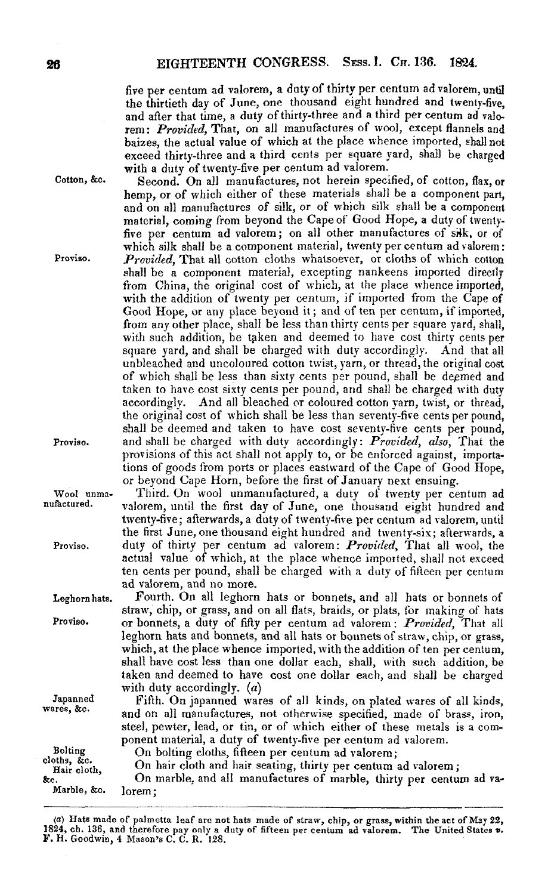five per centum ad valorem, a duty of thirty per centum ad valorem, until the thirtieth day of June, one thousand eight hundred and twenty-five, and after that time, a duty of thirty-three and a third per centum ad valorem: *Provided*, That, on all manufactures of wool, except flannels and baizes, the actual value of which at the place whence imported, shall not exceed thirty-three and a third cents per square yard, shall be charged with a duty of twenty-five per centum ad valorem.

Cotton, &c.

Second. On all manufactures, not herein specified, of cotton, flax, or hemp, or of which either of these materials shall be a component part, and on all manufactures of silk, or of which silk shall be a component material, coming from beyond the Cape of Good Hope, a duty of twenty-five per centum ad valorem; on all other manufactures of silk, or of which silk shall be a component material, twenty per centum ad valorem:

Proviso.

*Provided*, That all cotton cloths whatsoever, or cloths of which cotton shall be a component material, excepting nankeens imported directly from China, the original cost of which, at the place whence imported, with the addition of twenty per centum, if imported from the Cape of Good Hope, or any place beyond it; and of ten per centum, if imported, from any other place, shall be less than thirty cents per square yard, shall, with such addition, be taken and deemed to have cost thirty cents per square yard, and shall be charged with duty accordingly. And that all unbleached and uncoloured cotton twist, yarn, or thread, the original cost of which shall be less than sixty cents per pound, shall be deemed and taken to have cost sixty cents per pound, and shall be charged with duty accordingly. And all bleached or coloured cotton yarn, twist, or thread, the original cost of which shall be less than seventy-five cents per pound, shall be deemed and taken to have cost seventy-five cents per pound, and shall be charged with duty accordingly:

Proviso.

*Provided, also*, That the provisions of this act shall not apply to, or be enforced against, importations of goods from ports or places eastward of the Cape of Good Hope, or beyond Cape Horn, before the first of January next ensuing.

Wool unmanufactured.

Third. On wool unmanufactured, a duty of twenty per centum ad valorem, until the first day of June, one thousand eight hundred and twenty-five; afterwards, a duty of twenty-five per centum ad valorem, until the first June, one thousand eight hundred and twenty-six; afterwards, a duty of thirty per centum ad valorem:

Proviso.

*Provided*, That all wool, the actual value of which, at the place whence imported, shall not exceed ten cents per pound, shall be charged with a duty of fifteen per centum ad valorem, and no more.

Leghorn hats.

Fourth. On all leghorn hats or bonnets, and all hats or bonnets of straw, chip, or grass, and on all flats, braids, or plats, for making of hats or bonnets, a duty of fifty per centum ad valorem:

Proviso.

*Provided*, That all leghorn hats and bonnets, and all hats or bonnets of straw, chip, or grass, which, at the place whence imported, with the addition of ten per centum, shall have cost less than one dollar each, shall, with such addition, be taken and deemed to have cost one dollar each, and shall be charged with duty accordingly. (a)

Japanned wares, &c.

Fifth. On japanned wares of all kinds, on plated wares of all kinds, and on all manufactures, not otherwise specified, made of brass, iron, steel, pewter, lead, or tin, or of which either of these metals is a component material, a duty of twenty-five per centum ad valorem.

Bolting cloths, &c.

On bolting cloths, fifteen per centum ad valorem;

Hair cloth, &c.

On hair cloth and hair seating, thirty per centum ad valorem;

Marble, &c.

On marble, and all manufactures of marble, thirty per centum ad valorem;

---

(a) Hats made of palmetta leaf are not hats made of straw, chip, or grass, within the act of May 22, 1824, ch. 136, and therefore pay only a duty of fifteen per centum ad valorem. The United States *v.* F. H. Goodwin, 4 Mason's C. C. R. 128.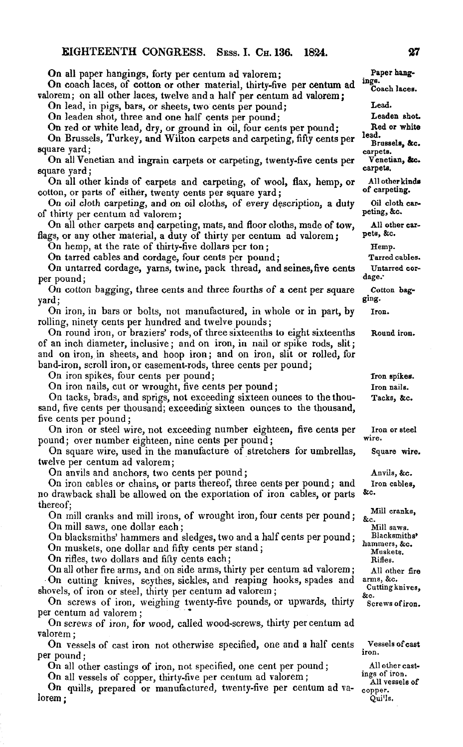On all paper hangings, forty per centum ad valorem;

Paper hangings.

On coach laces, of cotton or other material, thirty-five per centum ad valorem; on all other laces, twelve and a half per centum ad valorem;

Coach laces.

On lead, in pigs, bars, or sheets, two cents per pound;

Lead.

On leaden shot, three and one half cents per pound;

Leaden shot.

On red or white lead, dry, or ground in oil, four cents per pound;

Red or white lead.

On Brussels, Turkey, and Wilton carpets and carpeting, fifty cents per square yard;

Brussels, &c. carpets.

On all Venetian and ingrain carpets or carpeting, twenty-five cents per square yard;

Venetian, &c. carpets.

On all other kinds of carpets and carpeting, of wool, flax, hemp, or cotton, or parts of either, twenty cents per square yard;

All other kinds of carpeting.

On oil cloth carpeting, and on oil cloths, of every description, a duty of thirty per centum ad valorem;

Oil cloth carpeting, &c.

On all other carpets and carpeting, mats, and floor cloths, made of tow, flags, or any other material, a duty of thirty per centum ad valorem;

All other carpets, &c.

On hemp, at the rate of thirty-five dollars per ton;

Hemp.

On tarred cables and cordage, four cents per pound;

Tarred cables.

On untarred cordage, yarns, twine, pack thread, and seines, five cents per pound;

Untarred cordage.

On cotton bagging, three cents and three fourths of a cent per square yard;

Cotton bagging.

On iron, in bars or bolts, not manufactured, in whole or in part, by rolling, ninety cents per hundred and twelve pounds;

Iron.

On round iron, or braziers' rods, of three sixteenths to eight sixteenths of an inch diameter, inclusive; and on iron, in nail or spike rods, slit; and on iron, in sheets, and hoop iron; and on iron, slit or rolled, for band-iron, scroll iron, or casement-rods, three cents per pound;

Round iron.

On iron spikes, four cents per pound;

Iron spikes.

On iron nails, cut or wrought, five cents per pound;

Iron nails.

On tacks, brads, and sprigs, not exceeding sixteen ounces to the thousand, five cents per thousand; exceeding sixteen ounces to the thousand, five cents per pound;

Tacks, &c.

On iron or steel wire, not exceeding number eighteen, five cents per pound; over number eighteen, nine cents per pound;

Iron or steel wire.

On square wire, used in the manufacture of stretchers for umbrellas, twelve per centum ad valorem;

Square wire.

On anvils and anchors, two cents per pound;

Anvils, &c.

On iron cables or chains, or parts thereof, three cents per pound; and no drawback shall be allowed on the exportation of iron cables, or parts thereof;

Iron cables, &c.

On mill cranks and mill irons, of wrought iron, four cents per pound;

Mill cranks, &c.

On mill saws, one dollar each;

Mill saws.

On blacksmiths' hammers and sledges, two and a half cents per pound;

Blacksmiths' hammers, &c.

On muskets, one dollar and fifty cents per stand;

Muskets.

On rifles, two dollars and fifty cents each;

Rifles.

On all other fire arms, and on side arms, thirty per centum ad valorem;

All other fire arms, &c.

On cutting knives, scythes, sickles, and reaping hooks, spades and shovels, of iron or steel, thirty per centum ad valorem;

Cutting knives, &c.

On screws of iron, weighing twenty-five pounds, or upwards, thirty per centum ad valorem;

Screws of iron.

On screws of iron, for wood, called wood-screws, thirty per centum ad valorem;

On vessels of cast iron not otherwise specified, one and a half cents per pound;

Vessels of cast iron.

On all other castings of iron, not specified, one cent per pound;

All other castings of iron.

On all vessels of copper, thirty-five per centum ad valorem;

All vessels of copper.

On quills, prepared or manufactured, twenty-five per centum ad valorem;

Quills.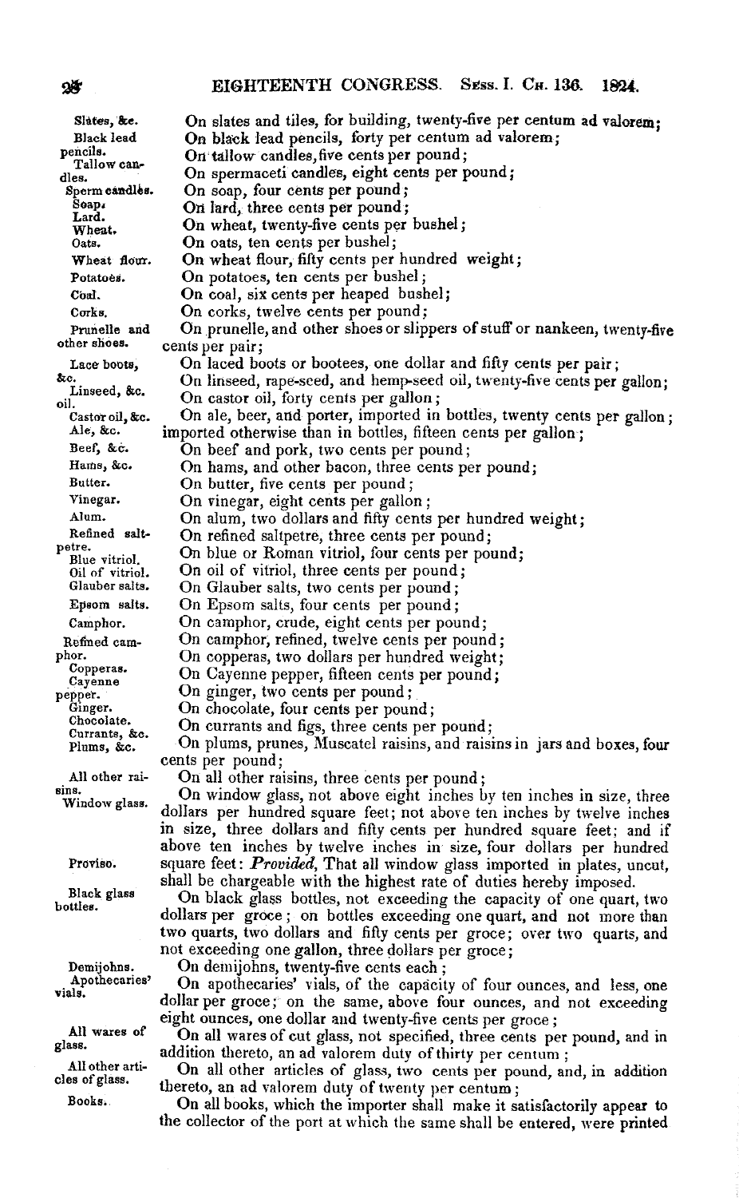On slates and tiles, for building, twenty-five per centum ad valorem;

On black lead pencils, forty per centum ad valorem;

On tallow candles, five cents per pound;

On spermaceti candles, eight cents per pound;

On soap, four cents per pound;

On lard, three cents per pound;

On wheat, twenty-five cents per bushel;

On oats, ten cents per bushel;

On wheat flour, fifty cents per hundred weight;

On potatoes, ten cents per bushel;

On coal, six cents per heaped bushel;

On corks, twelve cents per pound;

On prunelle, and other shoes or slippers of stuff or nankeen, twenty-five cents per pair;

On laced boots or bootees, one dollar and fifty cents per pair;

On linseed, rape-seed, and hemp-seed oil, twenty-five cents per gallon;

On castor oil, forty cents per gallon;

On ale, beer, and porter, imported in bottles, twenty cents per gallon; imported otherwise than in bottles, fifteen cents per gallon;

On beef and pork, two cents per pound;

On hams, and other bacon, three cents per pound;

On butter, five cents per pound;

On vinegar, eight cents per gallon;

On alum, two dollars and fifty cents per hundred weight;

On refined saltpetre, three cents per pound;

On blue or Roman vitriol, four cents per pound;

On oil of vitriol, three cents per pound;

On Glauber salts, two cents per pound;

On Epsom salts, four cents per pound;

On camphor, crude, eight cents per pound;

On camphor, refined, twelve cents per pound;

On copperas, two dollars per hundred weight;

On Cayenne pepper, fifteen cents per pound;

On ginger, two cents per pound;

On chocolate, four cents per pound;

On currants and figs, three cents per pound;

On plums, prunes, Muscatel raisins, and raisins in jars and boxes, four cents per pound;

On all other raisins, three cents per pound;

On window glass, not above eight inches by ten inches in size, three dollars per hundred square feet; not above ten inches by twelve inches in size, three dollars and fifty cents per hundred square feet; and if above ten inches by twelve inches in size, four dollars per hundred square feet: *Provided*, That all window glass imported in plates, uncut, shall be chargeable with the highest rate of duties hereby imposed.

On black glass bottles, not exceeding the capacity of one quart, two dollars per groce; on bottles exceeding one quart, and not more than two quarts, two dollars and fifty cents per groce; over two quarts, and not exceeding one gallon, three dollars per groce;

On demijohns, twenty-five cents each;

On apothecaries' vials, of the capacity of four ounces, and less, one dollar per groce; on the same, above four ounces, and not exceeding eight ounces, one dollar and twenty-five cents per groce;

On all wares of cut glass, not specified, three cents per pound, and in addition thereto, an ad valorem duty of thirty per centum;

On all other articles of glass, two cents per pound, and, in addition thereto, an ad valorem duty of twenty per centum;

On all books, which the importer shall make it satisfactorily appear to the collector of the port at which the same shall be entered, were printed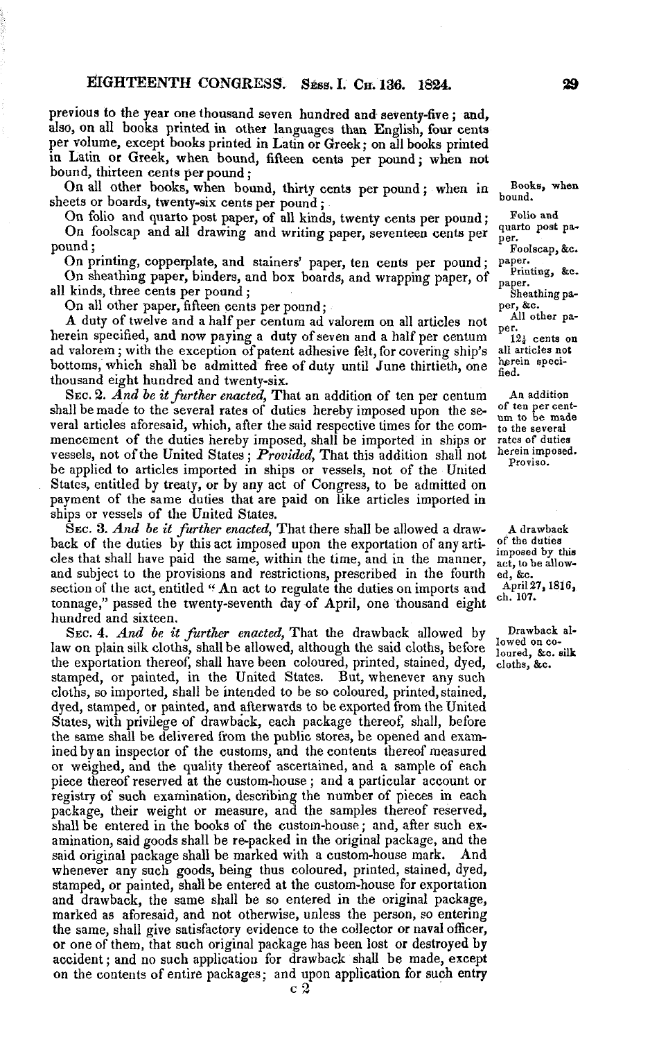previous to the year one thousand seven hundred and seventy-five; and, also, on all books printed in other languages than English, four cents per volume, except books printed in Latin or Greek; on all books printed in Latin or Greek, when bound, fifteen cents per pound; when not bound, thirteen cents per pound;

Books, when bound.

On all other books, when bound, thirty cents per pound; when in sheets or boards, twenty-six cents per pound;

Folio and quarto post paper.

On folio and quarto post paper, of all kinds, twenty cents per pound;

Foolscap, &c. paper.

On foolscap and all drawing and writing paper, seventeen cents per pound;

Printing, &c. paper.

On printing, copperplate, and stainers' paper, ten cents per pound;

Sheathing paper, &c.

On sheathing paper, binders, and box boards, and wrapping paper, of all kinds, three cents per pound;

All other paper.

On all other paper, fifteen cents per pound;

$12\frac{1}{2}$ cents on all articles not herein specified.

A duty of twelve and a half per centum ad valorem on all articles not herein specified, and now paying a duty of seven and a half per centum ad valorem; with the exception of patent adhesive felt, for covering ship's bottoms, which shall be admitted free of duty until June thirtieth, one thousand eight hundred and twenty-six.

An addition of ten per centum to be made to the several rates of duties herein imposed.

Proviso.

SEC. 2. *And be it further enacted*, That an addition of ten per centum shall be made to the several rates of duties hereby imposed upon the several articles aforesaid, which, after the said respective times for the commencement of the duties hereby imposed, shall be imported in ships or vessels, not of the United States; *Provided*, That this addition shall not be applied to articles imported in ships or vessels, not of the United States, entitled by treaty, or by any act of Congress, to be admitted on payment of the same duties that are paid on like articles imported in ships or vessels of the United States.

A drawback of the duties imposed by this act, to be allowed, &c.

April 27, 1816, ch. 107.

SEC. 3. *And be it further enacted*, That there shall be allowed a drawback of the duties by this act imposed upon the exportation of any articles that shall have paid the same, within the time, and in the manner, and subject to the provisions and restrictions, prescribed in the fourth section of the act, entitled "An act to regulate the duties on imports and tonnage," passed the twenty-seventh day of April, one thousand eight hundred and sixteen.

Drawback allowed on coloured, &c. silk cloths, &c.

SEC. 4. *And be it further enacted*, That the drawback allowed by law on plain silk cloths, shall be allowed, although the said cloths, before the exportation thereof, shall have been coloured, printed, stained, dyed, stamped, or painted, in the United States. But, whenever any such cloths, so imported, shall be intended to be so coloured, printed, stained, dyed, stamped, or painted, and afterwards to be exported from the United States, with privilege of drawback, each package thereof, shall, before the same shall be delivered from the public stores, be opened and examined by an inspector of the customs, and the contents thereof measured or weighed, and the quality thereof ascertained, and a sample of each piece thereof reserved at the custom-house; and a particular account or registry of such examination, describing the number of pieces in each package, their weight or measure, and the samples thereof reserved, shall be entered in the books of the custom-house; and, after such examination, said goods shall be re-packed in the original package, and the said original package shall be marked with a custom-house mark. And whenever any such goods, being thus coloured, printed, stained, dyed, stamped, or painted, shall be entered at the custom-house for exportation and drawback, the same shall be so entered in the original package, marked as aforesaid, and not otherwise, unless the person, so entering the same, shall give satisfactory evidence to the collector or naval officer, or one of them, that such original package has been lost or destroyed by accident; and no such application for drawback shall be made, except on the contents of entire packages; and upon application for such entry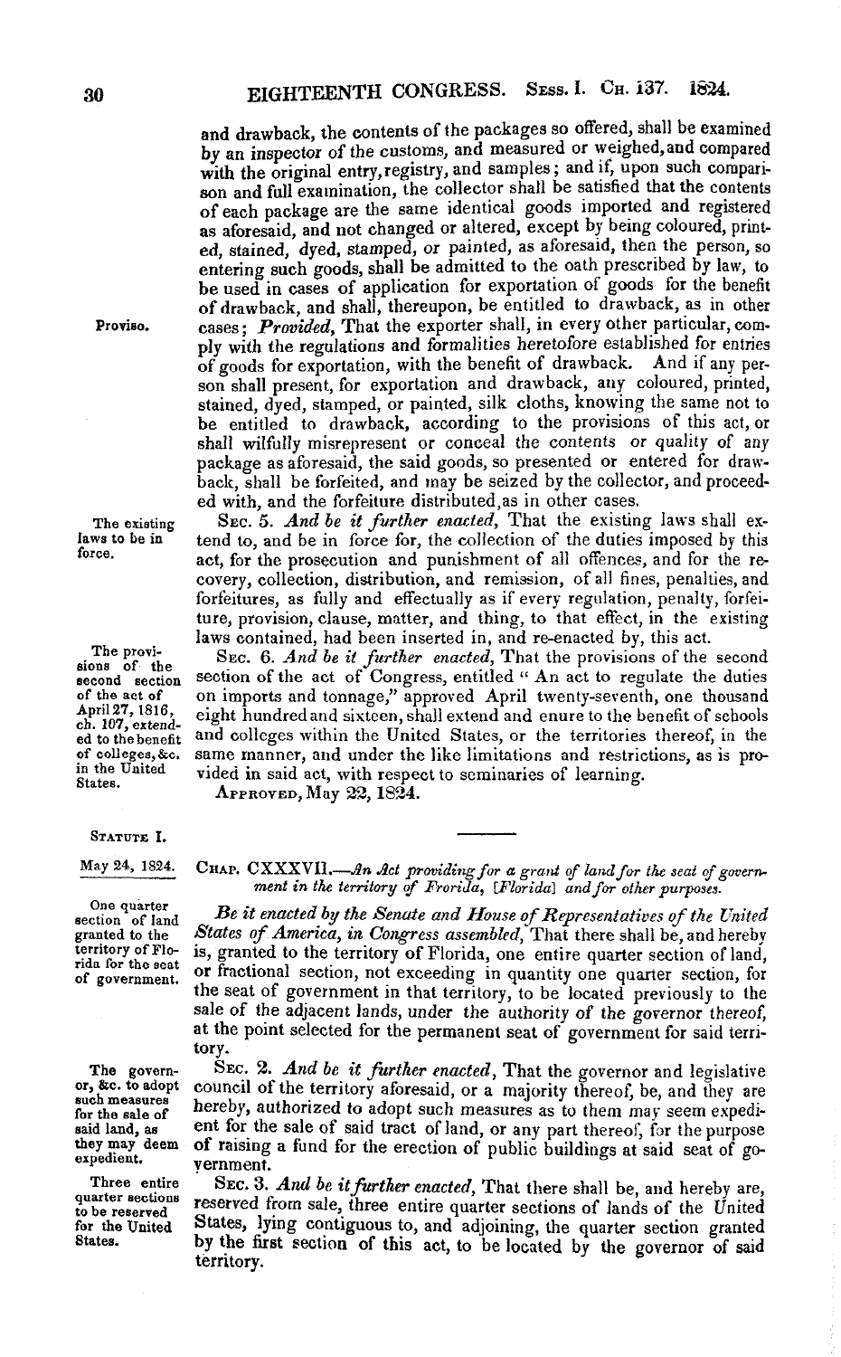and drawback, the contents of the packages so offered, shall be examined by an inspector of the customs, and measured or weighed, and compared with the original entry, registry, and samples; and if, upon such comparison and full examination, the collector shall be satisfied that the contents of each package are the same identical goods imported and registered as aforesaid, and not changed or altered, except by being coloured, printed, stained, dyed, stamped, or painted, as aforesaid, then the person, so entering such goods, shall be admitted to the oath prescribed by law, to be used in cases of application for exportation of goods for the benefit of drawback, and shall, thereupon, be entitled to drawback, as in other cases; *Provided*, That the exporter shall, in every other particular, comply with the regulations and formalities heretofore established for entries of goods for exportation, with the benefit of drawback. And if any person shall present, for exportation and drawback, any coloured, printed, stained, dyed, stamped, or painted, silk cloths, knowing the same not to be entitled to drawback, according to the provisions of this act, or shall wilfully misrepresent or conceal the contents or quality of any package as aforesaid, the said goods, so presented or entered for drawback, shall be forfeited, and may be seized by the collector, and proceeded with, and the forfeiture distributed, as in other cases.

Proviso.

The existing laws to be in force.

Sec. 5. *And be it further enacted*, That the existing laws shall extend to, and be in force for, the collection of the duties imposed by this act, for the prosecution and punishment of all offences, and for the recovery, collection, distribution, and remission, of all fines, penalties, and forfeitures, as fully and effectually as if every regulation, penalty, forfeiture, provision, clause, matter, and thing, to that effect, in the existing laws contained, had been inserted in, and re-enacted by, this act.

The provisions of the second section of the act of April 27, 1816, ch. 107, extended to the benefit of colleges, &c. in the United States.

Sec. 6. *And be it further enacted*, That the provisions of the second section of the act of Congress, entitled "An act to regulate the duties on imports and tonnage," approved April twenty-seventh, one thousand eight hundred and sixteen, shall extend and enure to the benefit of schools and colleges within the United States, or the territories thereof, in the same manner, and under the like limitations and restrictions, as is provided in said act, with respect to seminaries of learning.

Approved, May 22, 1824.

---

Statute I.

May 24, 1824.

Chap. CXXXVII.—*An Act providing for a grant of land for the seat of government in the territory of Frorida, [Florida] and for other purposes.*

One quarter section of land granted to the territory of Florida for the seat of government.

*Be it enacted by the Senate and House of Representatives of the United States of America, in Congress assembled*, That there shall be, and hereby is, granted to the territory of Florida, one entire quarter section of land, or fractional section, not exceeding in quantity one quarter section, for the seat of government in that territory, to be located previously to the sale of the adjacent lands, under the authority of the governor thereof, at the point selected for the permanent seat of government for said territory.

The governor, &c. to adopt such measures for the sale of said land, as they may deem expedient.

Sec. 2. *And be it further enacted*, That the governor and legislative council of the territory aforesaid, or a majority thereof, be, and they are hereby, authorized to adopt such measures as to them may seem expedient for the sale of said tract of land, or any part thereof, for the purpose of raising a fund for the erection of public buildings at said seat of government.

Three entire quarter sections to be reserved for the United States.

Sec. 3. *And be it further enacted*, That there shall be, and hereby are, reserved from sale, three entire quarter sections of lands of the United States, lying contiguous to, and adjoining, the quarter section granted by the first section of this act, to be located by the governor of said territory.